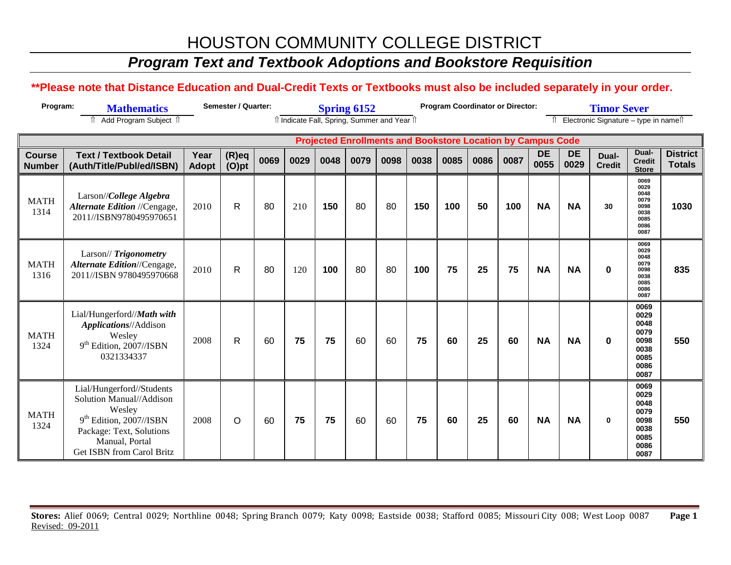# HOUSTON COMMUNITY COLLEGE DISTRICT

## *Program Text and Textbook Adoptions and Bookstore Requisition*

**\*\*Please note that Distance Education and Dual-Credit Texts or Textbooks must also be included separately in your order.**

**Program:** **Mathematics** — ⇑ Add Program Subject ⇑
**Semester / Quarter:** **Spring 6152** — ⇑ Indicate Fall, Spring, Summer and Year ⇑
**Program Coordinator or Director:** **Timor Sever** — ⇑ Electronic Signature – type in name ⇑

| | | | | Projected Enrollments and Bookstore Location by Campus Code | | | | | | | | | | | | | |
|---|---|---|---|---|---|---|---|---|---|---|---|---|---|---|---|---|---|
| **Course Number** | **Text / Textbook Detail (Auth/Title/Publ/ed/ISBN)** | **Year Adopt** | **(R)eq (O)pt** | **0069** | **0029** | **0048** | **0079** | **0098** | **0038** | **0085** | **0086** | **0087** | **DE 0055** | **DE 0029** | **Dual-Credit** | **Dual-Credit Store** | **District Totals** |
| MATH 1314 | Larson//*College Algebra Alternate Edition* //Cengage, 2011//ISBN9780495970651 | 2010 | R | 80 | 210 | 150 | 80 | 80 | 150 | 100 | 50 | 100 | NA | NA | 30 | 0069 0029 0048 0079 0098 0038 0085 0086 0087 | 1030 |
| MATH 1316 | Larson// *Trigonometry Alternate Edition*//Cengage, 2011//ISBN 9780495970668 | 2010 | R | 80 | 120 | 100 | 80 | 80 | 100 | 75 | 25 | 75 | NA | NA | 0 | 0069 0029 0048 0079 0098 0038 0085 0086 0087 | 835 |
| MATH 1324 | Lial/Hungerford//*Math with Applications*//Addison Wesley 9th Edition, 2007//ISBN 0321334337 | 2008 | R | 60 | 75 | 75 | 60 | 60 | 75 | 60 | 25 | 60 | NA | NA | 0 | 0069 0029 0048 0079 0098 0038 0085 0086 0087 | 550 |
| MATH 1324 | Lial/Hungerford//Students Solution Manual//Addison Wesley 9th Edition, 2007//ISBN Package: Text, Solutions Manual, Portal Get ISBN from Carol Britz | 2008 | O | 60 | 75 | 75 | 60 | 60 | 75 | 60 | 25 | 60 | NA | NA | 0 | 0069 0029 0048 0079 0098 0038 0085 0086 0087 | 550 |

**Stores:** Alief 0069; Central 0029; Northline 0048; Spring Branch 0079; Katy 0098; Eastside 0038; Stafford 0085; Missouri City 008; West Loop 0087

Revised: 09-2011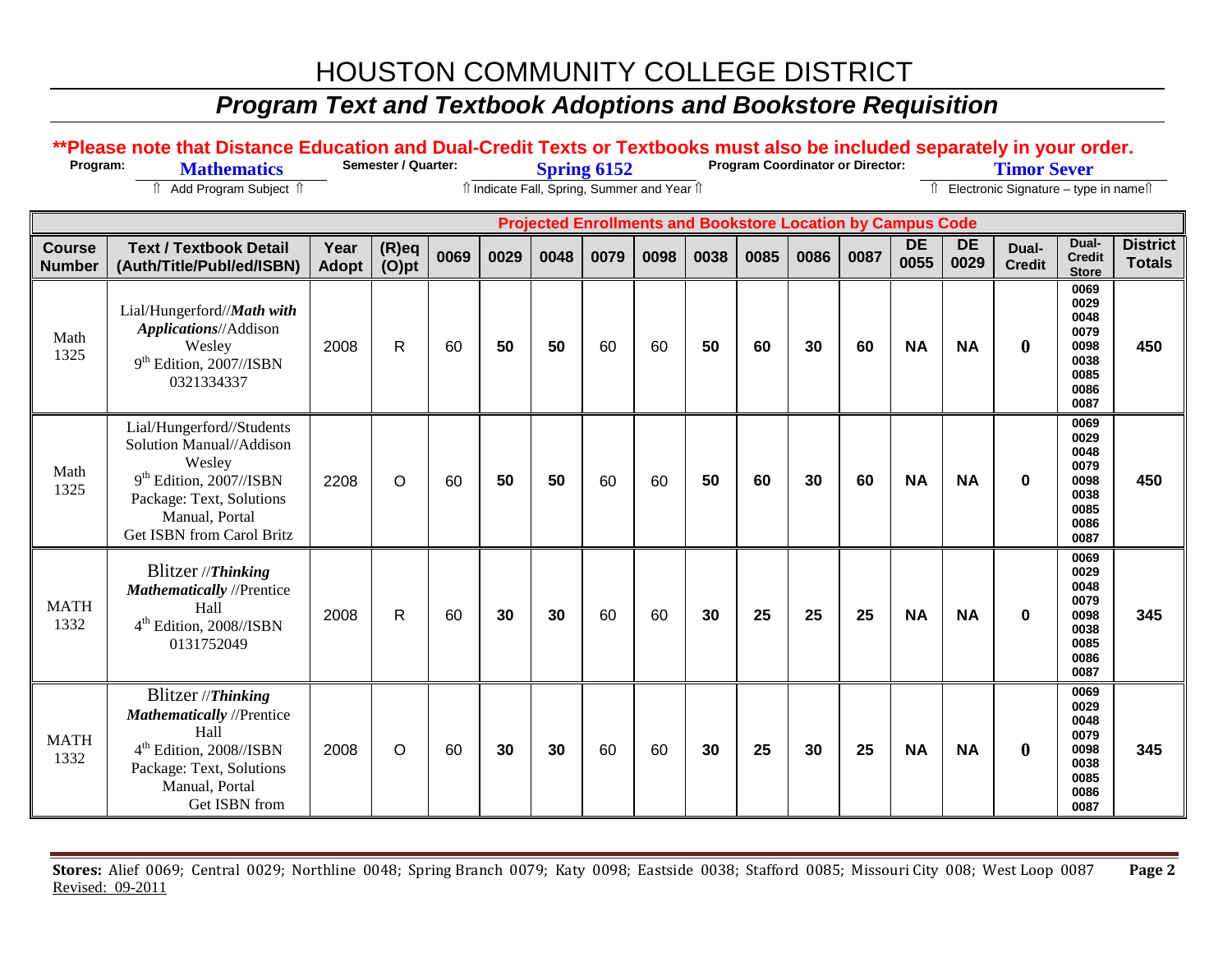# HOUSTON COMMUNITY COLLEGE DISTRICT

## *Program Text and Textbook Adoptions and Bookstore Requisition*

**\*\*Please note that Distance Education and Dual-Credit Texts or Textbooks must also be included separately in your order.**

**Program:** **Mathematics** — ⇑ Add Program Subject ⇑

**Semester / Quarter:** **Spring 6152** — ⇑ Indicate Fall, Spring, Summer and Year ⇑

**Program Coordinator or Director:** **Timor Sever** — ⇑ Electronic Signature – type in name ⇑

| Course Number | Text / Textbook Detail (Auth/Title/Publ/ed/ISBN) | Year Adopt | (R)eq (O)pt | Projected Enrollments and Bookstore Location by Campus Code | | | | | | | | | | | | Dual-Credit Store | District Totals |
|---|---|---|---|---|---|---|---|---|---|---|---|---|---|---|---|---|---|
| | | | | 0069 | 0029 | 0048 | 0079 | 0098 | 0038 | 0085 | 0086 | 0087 | DE 0055 | DE 0029 | Dual-Credit | | |
| Math 1325 | Lial/Hungerford//***Math with Applications***//Addison Wesley 9th Edition, 2007//ISBN 0321334337 | 2008 | R | 60 | **50** | **50** | 60 | 60 | **50** | **60** | **30** | **60** | **NA** | **NA** | **0** | 0069 0029 0048 0079 0098 0038 0085 0086 0087 | **450** |
| Math 1325 | Lial/Hungerford//Students Solution Manual//Addison Wesley 9th Edition, 2007//ISBN Package: Text, Solutions Manual, Portal Get ISBN from Carol Britz | 2208 | O | 60 | **50** | **50** | 60 | 60 | **50** | **60** | **30** | **60** | **NA** | **NA** | **0** | 0069 0029 0048 0079 0098 0038 0085 0086 0087 | **450** |
| MATH 1332 | Blitzer //***Thinking Mathematically*** //Prentice Hall 4th Edition, 2008//ISBN 0131752049 | 2008 | R | 60 | **30** | **30** | 60 | 60 | **30** | **25** | **25** | **25** | **NA** | **NA** | **0** | 0069 0029 0048 0079 0098 0038 0085 0086 0087 | **345** |
| MATH 1332 | Blitzer //***Thinking Mathematically*** //Prentice Hall 4th Edition, 2008//ISBN Package: Text, Solutions Manual, Portal Get ISBN from | 2008 | O | 60 | **30** | **30** | 60 | 60 | **30** | **25** | **30** | **25** | **NA** | **NA** | **0** | 0069 0029 0048 0079 0098 0038 0085 0086 0087 | **345** |

**Stores:** Alief 0069; Central 0029; Northline 0048; Spring Branch 0079; Katy 0098; Eastside 0038; Stafford 0085; Missouri City 008; West Loop 0087

Revised: 09-2011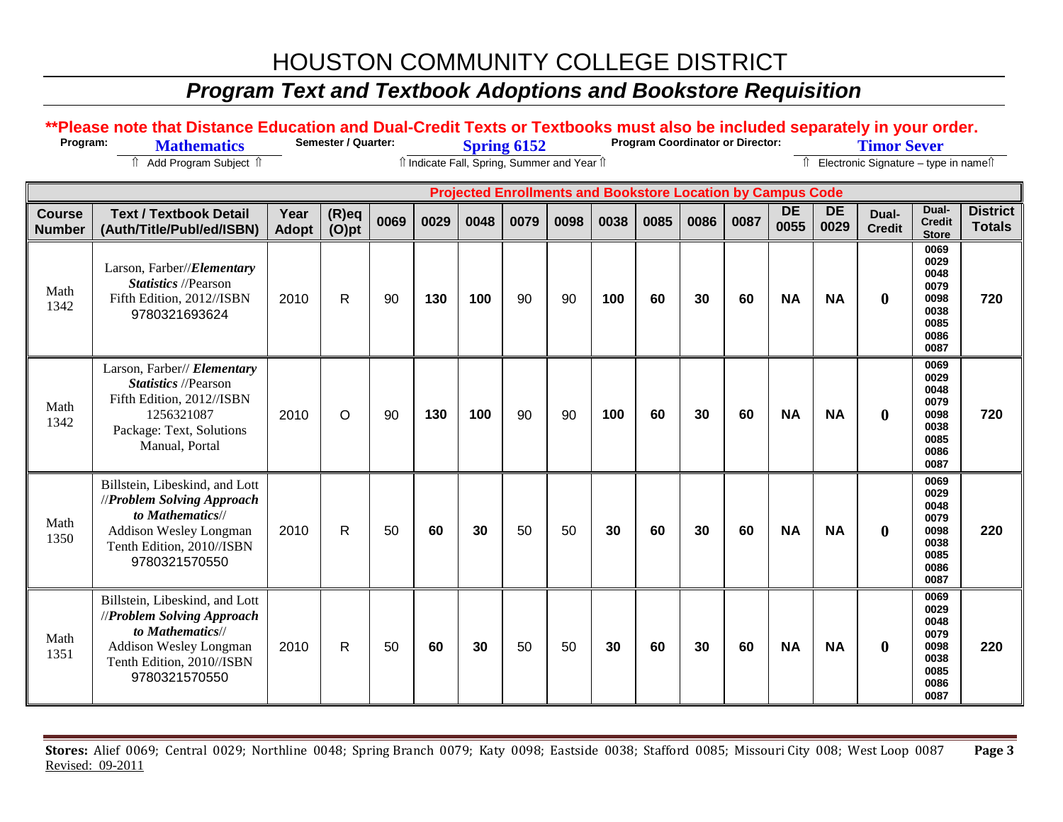# HOUSTON COMMUNITY COLLEGE DISTRICT

## *Program Text and Textbook Adoptions and Bookstore Requisition*

**\*\*Please note that Distance Education and Dual-Credit Texts or Textbooks must also be included separately in your order.**

**Program:** **Mathematics** ⇑ Add Program Subject ⇑

**Semester / Quarter:** **Spring 6152** ⇑ Indicate Fall, Spring, Summer and Year ⇑

**Program Coordinator or Director:** **Timor Sever** ⇑ Electronic Signature – type in name⇑

| | | | | Projected Enrollments and Bookstore Location by Campus Code | | | | | | | | | | | | | |
|---|---|---|---|---|---|---|---|---|---|---|---|---|---|---|---|---|---|
| **Course Number** | **Text / Textbook Detail (Auth/Title/Publ/ed/ISBN)** | **Year Adopt** | **(R)eq (O)pt** | **0069** | **0029** | **0048** | **0079** | **0098** | **0038** | **0085** | **0086** | **0087** | **DE 0055** | **DE 0029** | **Dual-Credit** | **Dual-Credit Store** | **District Totals** |
| Math 1342 | Larson, Farber//***Elementary Statistics*** //Pearson Fifth Edition, 2012//ISBN 9780321693624 | 2010 | R | 90 | **130** | **100** | 90 | 90 | **100** | **60** | **30** | **60** | **NA** | **NA** | **0** | 0069 0029 0048 0079 0098 0038 0085 0086 0087 | **720** |
| Math 1342 | Larson, Farber// ***Elementary Statistics*** //Pearson Fifth Edition, 2012//ISBN 1256321087 Package: Text, Solutions Manual, Portal | 2010 | O | 90 | **130** | **100** | 90 | 90 | **100** | **60** | **30** | **60** | **NA** | **NA** | **0** | 0069 0029 0048 0079 0098 0038 0085 0086 0087 | **720** |
| Math 1350 | Billstein, Libeskind, and Lott //***Problem Solving Approach to Mathematics***// Addison Wesley Longman Tenth Edition, 2010//ISBN 9780321570550 | 2010 | R | 50 | **60** | **30** | 50 | 50 | **30** | **60** | **30** | **60** | **NA** | **NA** | **0** | 0069 0029 0048 0079 0098 0038 0085 0086 0087 | **220** |
| Math 1351 | Billstein, Libeskind, and Lott //***Problem Solving Approach to Mathematics***// Addison Wesley Longman Tenth Edition, 2010//ISBN 9780321570550 | 2010 | R | 50 | **60** | **30** | 50 | 50 | **30** | **60** | **30** | **60** | **NA** | **NA** | **0** | 0069 0029 0048 0079 0098 0038 0085 0086 0087 | **220** |

**Stores:** Alief 0069; Central 0029; Northline 0048; Spring Branch 0079; Katy 0098; Eastside 0038; Stafford 0085; Missouri City 008; West Loop 0087

Revised: 09-2011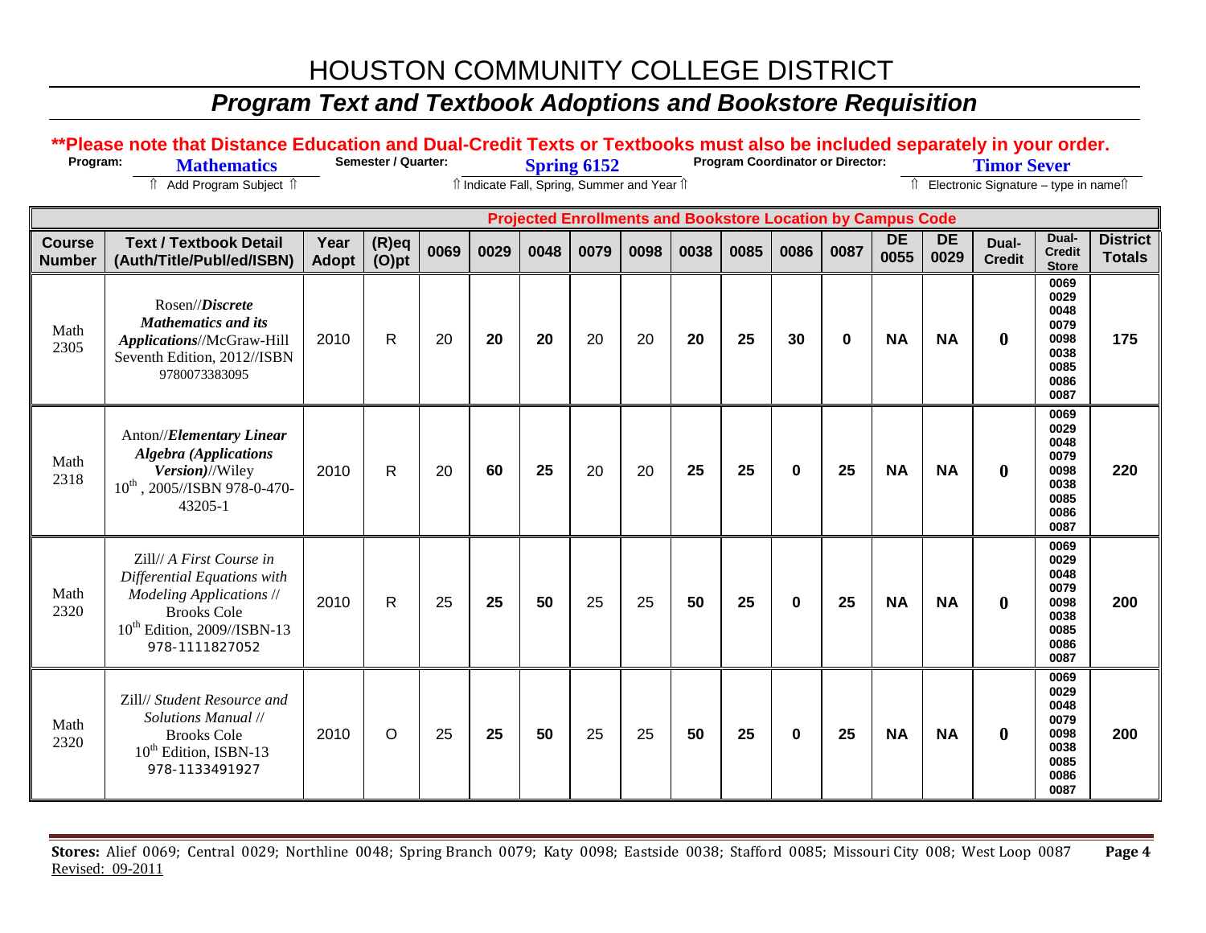# HOUSTON COMMUNITY COLLEGE DISTRICT

## *Program Text and Textbook Adoptions and Bookstore Requisition*

**\*\*Please note that Distance Education and Dual-Credit Texts or Textbooks must also be included separately in your order.**

**Program:** **Mathematics** ⇑ Add Program Subject ⇑ **Semester / Quarter:** **Spring 6152** ⇑ Indicate Fall, Spring, Summer and Year ⇑ **Program Coordinator or Director:** **Timor Sever** ⇑ Electronic Signature – type in name⇑

| | | | | Projected Enrollments and Bookstore Location by Campus Code | | | | | | | | | | | | | |
|---|---|---|---|---|---|---|---|---|---|---|---|---|---|---|---|---|---|
| **Course Number** | **Text / Textbook Detail (Auth/Title/Publ/ed/ISBN)** | **Year Adopt** | **(R)eq (O)pt** | **0069** | **0029** | **0048** | **0079** | **0098** | **0038** | **0085** | **0086** | **0087** | **DE 0055** | **DE 0029** | **Dual-Credit** | **Dual-Credit Store** | **District Totals** |
| Math 2305 | Rosen//***Discrete Mathematics and its Applications***//McGraw-Hill Seventh Edition, 2012//ISBN 9780073383095 | 2010 | R | 20 | **20** | **20** | 20 | 20 | **20** | **25** | **30** | **0** | **NA** | **NA** | **0** | 0069 0029 0048 0079 0098 0038 0085 0086 0087 | **175** |
| Math 2318 | Anton//***Elementary Linear Algebra (Applications Version)***//Wiley 10th , 2005//ISBN 978-0-470-43205-1 | 2010 | R | 20 | **60** | **25** | 20 | 20 | **25** | **25** | **0** | **25** | **NA** | **NA** | **0** | 0069 0029 0048 0079 0098 0038 0085 0086 0087 | **220** |
| Math 2320 | Zill// *A First Course in Differential Equations with Modeling Applications* // Brooks Cole 10th Edition, 2009//ISBN-13 978-1111827052 | 2010 | R | 25 | **25** | **50** | 25 | 25 | **50** | **25** | **0** | **25** | **NA** | **NA** | **0** | 0069 0029 0048 0079 0098 0038 0085 0086 0087 | **200** |
| Math 2320 | Zill// *Student Resource and Solutions Manual* // Brooks Cole 10th Edition, ISBN-13 978-1133491927 | 2010 | O | 25 | **25** | **50** | 25 | 25 | **50** | **25** | **0** | **25** | **NA** | **NA** | **0** | 0069 0029 0048 0079 0098 0038 0085 0086 0087 | **200** |

**Stores:** Alief 0069; Central 0029; Northline 0048; Spring Branch 0079; Katy 0098; Eastside 0038; Stafford 0085; Missouri City 008; West Loop 0087

Revised: 09-2011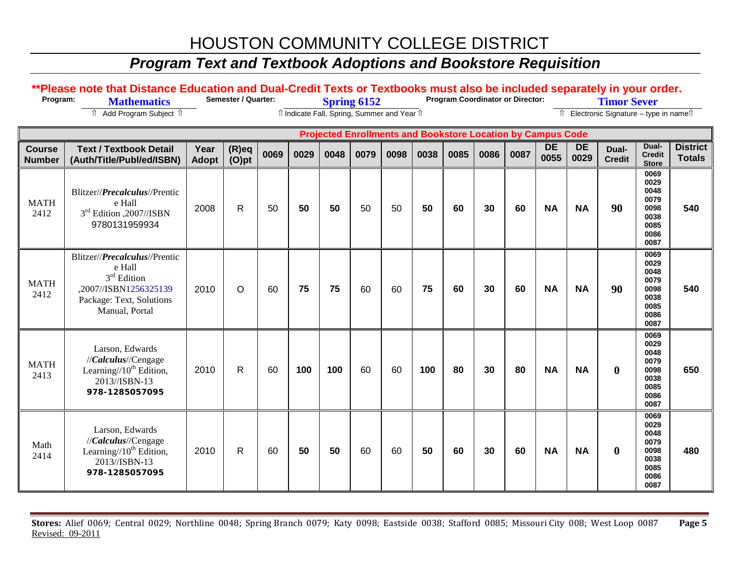# HOUSTON COMMUNITY COLLEGE DISTRICT

## *Program Text and Textbook Adoptions and Bookstore Requisition*

**\*\*Please note that Distance Education and Dual-Credit Texts or Textbooks must also be included separately in your order.**

**Program:** **Mathematics** ⇑ Add Program Subject ⇑ **Semester / Quarter:** **Spring 6152** ⇑ Indicate Fall, Spring, Summer and Year ⇑ **Program Coordinator or Director:** **Timor Sever** ⇑ Electronic Signature – type in name ⇑

| | | | | Projected Enrollments and Bookstore Location by Campus Code | | | | | | | | | | | | | |
|---|---|---|---|---|---|---|---|---|---|---|---|---|---|---|---|---|---|
| **Course Number** | **Text / Textbook Detail (Auth/Title/Publ/ed/ISBN)** | **Year Adopt** | **(R)eq (O)pt** | **0069** | **0029** | **0048** | **0079** | **0098** | **0038** | **0085** | **0086** | **0087** | **DE 0055** | **DE 0029** | **Dual-Credit** | **Dual-Credit Store** | **District Totals** |
| MATH 2412 | Blitzer//***Precalculus***//Prentice Hall 3rd Edition ,2007//ISBN 9780131959934 | 2008 | R | 50 | **50** | **50** | 50 | 50 | **50** | **60** | **30** | **60** | **NA** | **NA** | **90** | **0069 0029 0048 0079 0098 0038 0085 0086 0087** | **540** |
| MATH 2412 | Blitzer//***Precalculus***//Prentice Hall 3rd Edition ,2007//ISBN1256325139 Package: Text, Solutions Manual, Portal | 2010 | O | 60 | **75** | **75** | 60 | 60 | **75** | **60** | **30** | **60** | **NA** | **NA** | **90** | **0069 0029 0048 0079 0098 0038 0085 0086 0087** | **540** |
| MATH 2413 | Larson, Edwards //***Calculus***//Cengage Learning//10th Edition, 2013//ISBN-13 **978-1285057095** | 2010 | R | 60 | **100** | **100** | 60 | 60 | **100** | **80** | **30** | **80** | **NA** | **NA** | **0** | **0069 0029 0048 0079 0098 0038 0085 0086 0087** | **650** |
| Math 2414 | Larson, Edwards //***Calculus***//Cengage Learning//10th Edition, 2013//ISBN-13 **978-1285057095** | 2010 | R | 60 | **50** | **50** | 60 | 60 | **50** | **60** | **30** | **60** | **NA** | **NA** | **0** | **0069 0029 0048 0079 0098 0038 0085 0086 0087** | **480** |

**Stores:** Alief 0069; Central 0029; Northline 0048; Spring Branch 0079; Katy 0098; Eastside 0038; Stafford 0085; Missouri City 008; West Loop 0087

Revised: 09-2011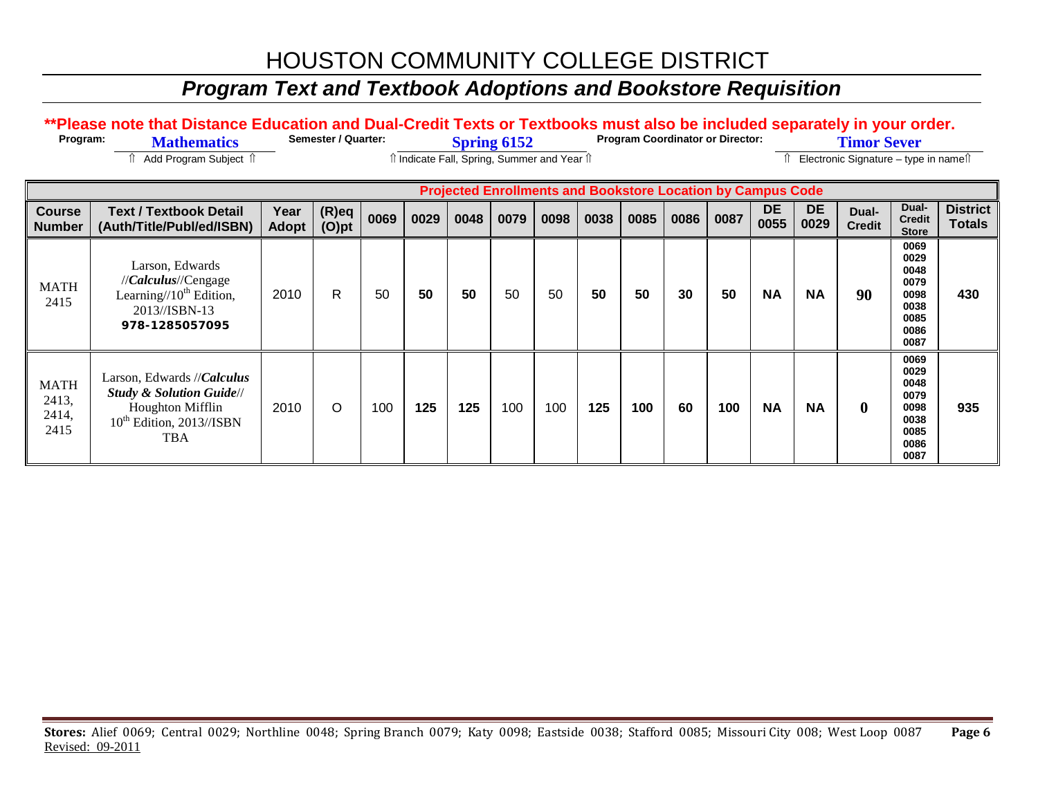# HOUSTON COMMUNITY COLLEGE DISTRICT

## *Program Text and Textbook Adoptions and Bookstore Requisition*

**\*\*Please note that Distance Education and Dual-Credit Texts or Textbooks must also be included separately in your order.**

**Program:** **Mathematics** ⇑ Add Program Subject ⇑ **Semester / Quarter:** **Spring 6152** ⇑ Indicate Fall, Spring, Summer and Year ⇑ **Program Coordinator or Director:** **Timor Sever** ⇑ Electronic Signature – type in name⇑

| Projected Enrollments and Bookstore Location by Campus Code | | | | | | | | | | | | | | | | | |
|---|---|---|---|---|---|---|---|---|---|---|---|---|---|---|---|---|---|
| **Course Number** | **Text / Textbook Detail (Auth/Title/Publ/ed/ISBN)** | **Year Adopt** | **(R)eq (O)pt** | **0069** | **0029** | **0048** | **0079** | **0098** | **0038** | **0085** | **0086** | **0087** | **DE 0055** | **DE 0029** | **Dual-Credit** | **Dual-Credit Store** | **District Totals** |
| MATH 2415 | Larson, Edwards //***Calculus***//Cengage Learning//10th Edition, 2013//ISBN-13 **978-1285057095** | 2010 | R | 50 | **50** | **50** | 50 | 50 | **50** | **50** | **30** | **50** | **NA** | **NA** | **90** | 0069 0029 0048 0079 0098 0038 0085 0086 0087 | **430** |
| MATH 2413, 2414, 2415 | Larson, Edwards //***Calculus Study & Solution Guide***// Houghton Mifflin 10th Edition, 2013//ISBN TBA | 2010 | O | 100 | **125** | **125** | 100 | 100 | **125** | **100** | **60** | **100** | **NA** | **NA** | **0** | 0069 0029 0048 0079 0098 0038 0085 0086 0087 | **935** |

**Stores:** Alief 0069; Central 0029; Northline 0048; Spring Branch 0079; Katy 0098; Eastside 0038; Stafford 0085; Missouri City 008; West Loop 0087

Revised: 09-2011